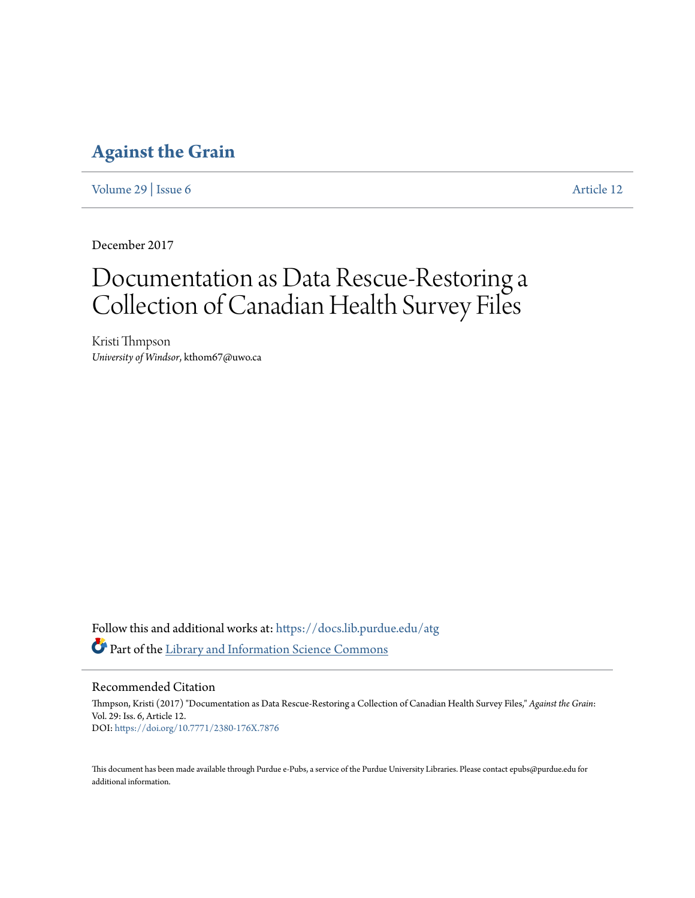# Against the Grain

Volume 29 | Issue 6 Article 12

December 2017

# Documentation as Data Rescue-Restoring a Collection of Canadian Health Survey Files

Kristi Thmpson
*University of Windsor*, kthom67@uwo.ca

Follow this and additional works at: https://docs.lib.purdue.edu/atg

Part of the Library and Information Science Commons

## Recommended Citation

Thmpson, Kristi (2017) "Documentation as Data Rescue-Restoring a Collection of Canadian Health Survey Files," *Against the Grain*: Vol. 29: Iss. 6, Article 12.
DOI: https://doi.org/10.7771/2380-176X.7876

This document has been made available through Purdue e-Pubs, a service of the Purdue University Libraries. Please contact epubs@purdue.edu for additional information.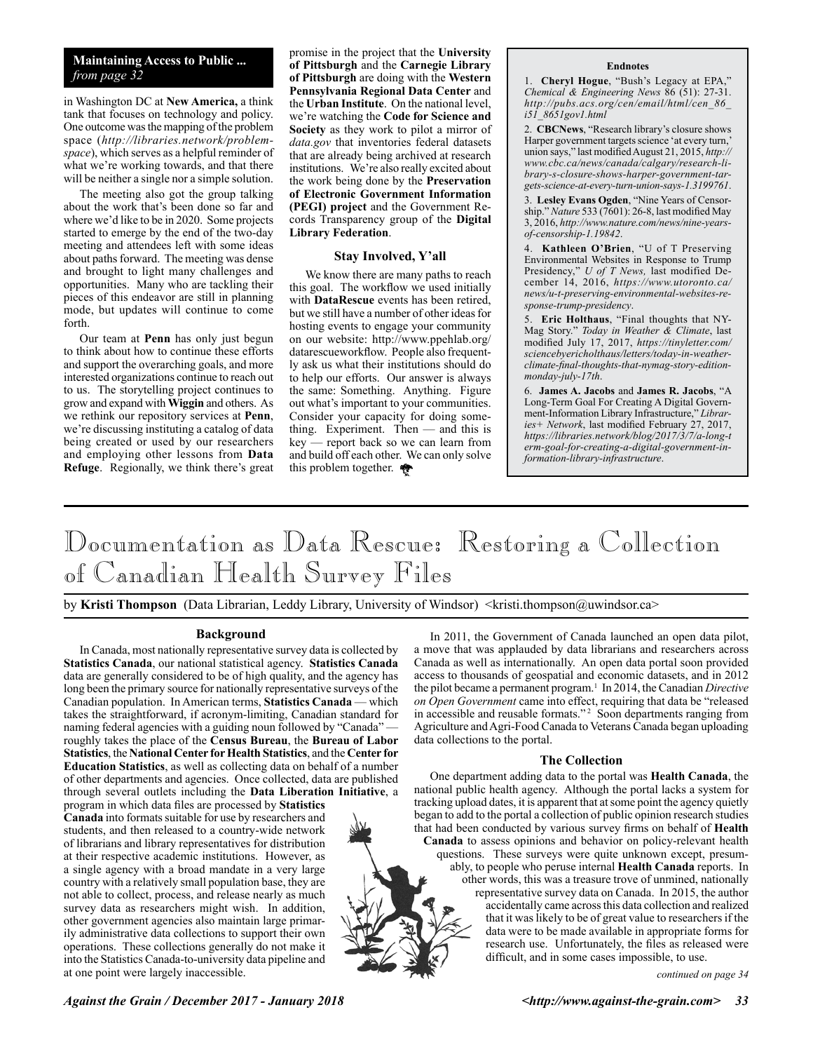**Maintaining Access to Public ...**
*from page 32*

in Washington DC at **New America,** a think tank that focuses on technology and policy. One outcome was the mapping of the problem space (*http://libraries.network/problem-space*), which serves as a helpful reminder of what we're working towards, and that there will be neither a single nor a simple solution.

The meeting also got the group talking about the work that's been done so far and where we'd like to be in 2020. Some projects started to emerge by the end of the two-day meeting and attendees left with some ideas about paths forward. The meeting was dense and brought to light many challenges and opportunities. Many who are tackling their pieces of this endeavor are still in planning mode, but updates will continue to come forth.

Our team at **Penn** has only just begun to think about how to continue these efforts and support the overarching goals, and more interested organizations continue to reach out to us. The storytelling project continues to grow and expand with **Wiggin** and others. As we rethink our repository services at **Penn**, we're discussing instituting a catalog of data being created or used by our researchers and employing other lessons from **Data Refuge**. Regionally, we think there's great promise in the project that the **University of Pittsburgh** and the **Carnegie Library of Pittsburgh** are doing with the **Western Pennsylvania Regional Data Center** and the **Urban Institute**. On the national level, we're watching the **Code for Science and Society** as they work to pilot a mirror of *data.gov* that inventories federal datasets that are already being archived at research institutions. We're also really excited about the work being done by the **Preservation of Electronic Government Information (PEGI) project** and the Government Records Transparency group of the **Digital Library Federation**.

### Stay Involved, Y'all

We know there are many paths to reach this goal. The workflow we used initially with **DataRescue** events has been retired, but we still have a number of other ideas for hosting events to engage your community on our website: http://www.ppehlab.org/datarescueworkflow. People also frequently ask us what their institutions should do to help our efforts. Our answer is always the same: Something. Anything. Figure out what's important to your communities. Consider your capacity for doing something. Experiment. Then — and this is key — report back so we can learn from and build off each other. We can only solve this problem together.

**Endnotes**

1. **Cheryl Hogue**, "Bush's Legacy at EPA," *Chemical & Engineering News* 86 (51): 27-31. *http://pubs.acs.org/cen/email/html/cen_86_i51_8651gov1.html*
2. **CBCNews**, "Research library's closure shows Harper government targets science 'at every turn,' union says," last modified August 21, 2015, *http://www.cbc.ca/news/canada/calgary/research-library-s-closure-shows-harper-government-targets-science-at-every-turn-union-says-1.3199761*.
3. **Lesley Evans Ogden**, "Nine Years of Censorship." *Nature* 533 (7601): 26-8, last modified May 3, 2016, *http://www.nature.com/news/nine-years-of-censorship-1.19842*.
4. **Kathleen O'Brien**, "U of T Preserving Environmental Websites in Response to Trump Presidency," *U of T News,* last modified December 14, 2016, *https://www.utoronto.ca/news/u-t-preserving-environmental-websites-response-trump-presidency*.
5. **Eric Holthaus**, "Final thoughts that NY-Mag Story." *Today in Weather & Climate*, last modified July 17, 2017, *https://tinyletter.com/sciencebyericholthaus/letters/today-in-weather-climate-final-thoughts-that-nymag-story-edition-monday-july-17th*.
6. **James A. Jacobs** and **James R. Jacobs**, "A Long-Term Goal For Creating A Digital Government-Information Library Infrastructure," *Libraries+ Network*, last modified February 27, 2017, *https://libraries.network/blog/2017/3/7/a-long-term-goal-for-creating-a-digital-government-information-library-infrastructure*.

# Documentation as Data Rescue: Restoring a Collection of Canadian Health Survey Files

by **Kristi Thompson** (Data Librarian, Leddy Library, University of Windsor) <kristi.thompson@uwindsor.ca>

### Background

In Canada, most nationally representative survey data is collected by **Statistics Canada**, our national statistical agency. **Statistics Canada** data are generally considered to be of high quality, and the agency has long been the primary source for nationally representative surveys of the Canadian population. In American terms, **Statistics Canada** — which takes the straightforward, if acronym-limiting, Canadian standard for naming federal agencies with a guiding noun followed by "Canada" — roughly takes the place of the **Census Bureau**, the **Bureau of Labor Statistics**, the **National Center for Health Statistics**, and the **Center for Education Statistics**, as well as collecting data on behalf of a number of other departments and agencies. Once collected, data are published through several outlets including the **Data Liberation Initiative**, a program in which data files are processed by **Statistics Canada** into formats suitable for use by researchers and students, and then released to a country-wide network of librarians and library representatives for distribution at their respective academic institutions. However, as a single agency with a broad mandate in a very large country with a relatively small population base, they are not able to collect, process, and release nearly as much survey data as researchers might wish. In addition, other government agencies also maintain large primarily administrative data collections to support their own operations. These collections generally do not make it into the Statistics Canada-to-university data pipeline and at one point were largely inaccessible.

In 2011, the Government of Canada launched an open data pilot, a move that was applauded by data librarians and researchers across Canada as well as internationally. An open data portal soon provided access to thousands of geospatial and economic datasets, and in 2012 the pilot became a permanent program.[1] In 2014, the Canadian *Directive on Open Government* came into effect, requiring that data be "released in accessible and reusable formats."[2] Soon departments ranging from Agriculture and Agri-Food Canada to Veterans Canada began uploading data collections to the portal.

### The Collection

One department adding data to the portal was **Health Canada**, the national public health agency. Although the portal lacks a system for tracking upload dates, it is apparent that at some point the agency quietly began to add to the portal a collection of public opinion research studies that had been conducted by various survey firms on behalf of **Health Canada** to assess opinions and behavior on policy-relevant health questions. These surveys were quite unknown except, presumably, to people who peruse internal **Health Canada** reports. In other words, this was a treasure trove of unmined, nationally representative survey data on Canada. In 2015, the author accidentally came across this data collection and realized that it was likely to be of great value to researchers if the data were to be made available in appropriate forms for research use. Unfortunately, the files as released were difficult, and in some cases impossible, to use.

*continued on page 34*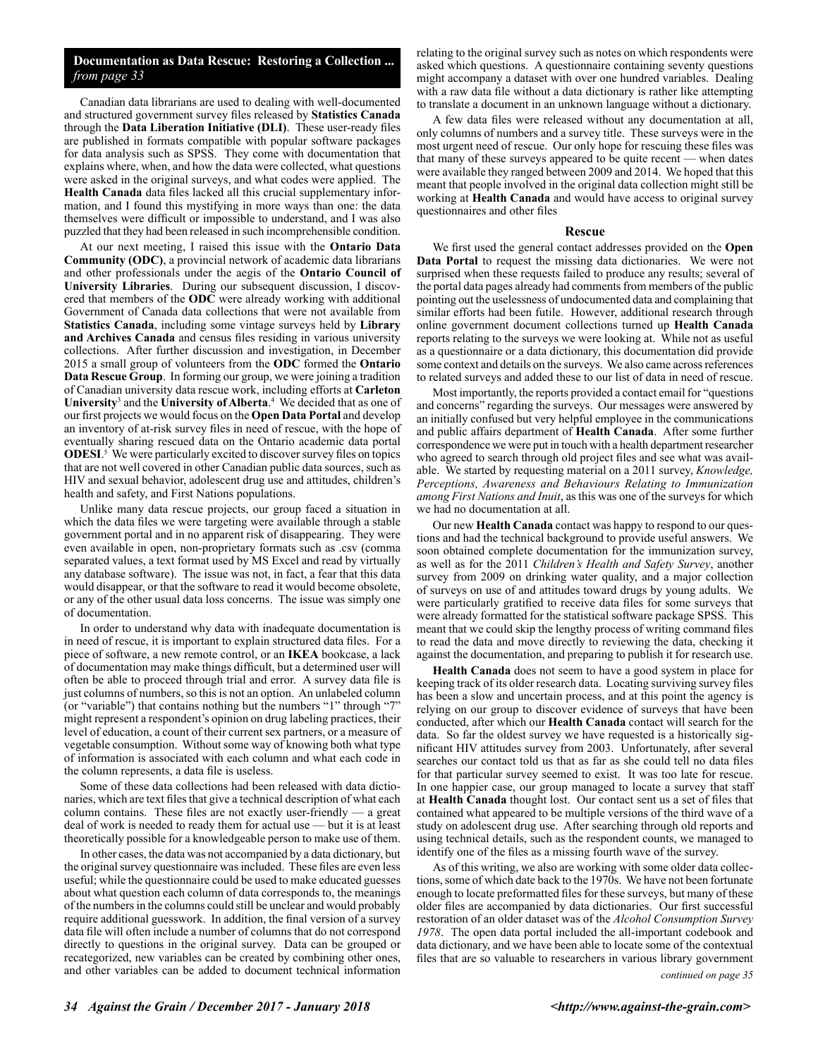**Documentation as Data Rescue: Restoring a Collection ...**
*from page 33*

Canadian data librarians are used to dealing with well-documented and structured government survey files released by **Statistics Canada** through the **Data Liberation Initiative (DLI)**. These user-ready files are published in formats compatible with popular software packages for data analysis such as SPSS. They come with documentation that explains where, when, and how the data were collected, what questions were asked in the original surveys, and what codes were applied. The **Health Canada** data files lacked all this crucial supplementary information, and I found this mystifying in more ways than one: the data themselves were difficult or impossible to understand, and I was also puzzled that they had been released in such incomprehensible condition.

At our next meeting, I raised this issue with the **Ontario Data Community (ODC)**, a provincial network of academic data librarians and other professionals under the aegis of the **Ontario Council of University Libraries**. During our subsequent discussion, I discovered that members of the **ODC** were already working with additional Government of Canada data collections that were not available from **Statistics Canada**, including some vintage surveys held by **Library and Archives Canada** and census files residing in various university collections. After further discussion and investigation, in December 2015 a small group of volunteers from the **ODC** formed the **Ontario Data Rescue Group**. In forming our group, we were joining a tradition of Canadian university data rescue work, including efforts at **Carleton University**[3] and the **University of Alberta**.[4] We decided that as one of our first projects we would focus on the **Open Data Portal** and develop an inventory of at-risk survey files in need of rescue, with the hope of eventually sharing rescued data on the Ontario academic data portal **ODESI**.[5] We were particularly excited to discover survey files on topics that are not well covered in other Canadian public data sources, such as HIV and sexual behavior, adolescent drug use and attitudes, children's health and safety, and First Nations populations.

Unlike many data rescue projects, our group faced a situation in which the data files we were targeting were available through a stable government portal and in no apparent risk of disappearing. They were even available in open, non-proprietary formats such as .csv (comma separated values, a text format used by MS Excel and read by virtually any database software). The issue was not, in fact, a fear that this data would disappear, or that the software to read it would become obsolete, or any of the other usual data loss concerns. The issue was simply one of documentation.

In order to understand why data with inadequate documentation is in need of rescue, it is important to explain structured data files. For a piece of software, a new remote control, or an **IKEA** bookcase, a lack of documentation may make things difficult, but a determined user will often be able to proceed through trial and error. A survey data file is just columns of numbers, so this is not an option. An unlabeled column (or "variable") that contains nothing but the numbers "1" through "7" might represent a respondent's opinion on drug labeling practices, their level of education, a count of their current sex partners, or a measure of vegetable consumption. Without some way of knowing both what type of information is associated with each column and what each code in the column represents, a data file is useless.

Some of these data collections had been released with data dictionaries, which are text files that give a technical description of what each column contains. These files are not exactly user-friendly — a great deal of work is needed to ready them for actual use — but it is at least theoretically possible for a knowledgeable person to make use of them.

In other cases, the data was not accompanied by a data dictionary, but the original survey questionnaire was included. These files are even less useful; while the questionnaire could be used to make educated guesses about what question each column of data corresponds to, the meanings of the numbers in the columns could still be unclear and would probably require additional guesswork. In addition, the final version of a survey data file will often include a number of columns that do not correspond directly to questions in the original survey. Data can be grouped or recategorized, new variables can be created by combining other ones, and other variables can be added to document technical information relating to the original survey such as notes on which respondents were asked which questions. A questionnaire containing seventy questions might accompany a dataset with over one hundred variables. Dealing with a raw data file without a data dictionary is rather like attempting to translate a document in an unknown language without a dictionary.

A few data files were released without any documentation at all, only columns of numbers and a survey title. These surveys were in the most urgent need of rescue. Our only hope for rescuing these files was that many of these surveys appeared to be quite recent — when dates were available they ranged between 2009 and 2014. We hoped that this meant that people involved in the original data collection might still be working at **Health Canada** and would have access to original survey questionnaires and other files

## Rescue

We first used the general contact addresses provided on the **Open Data Portal** to request the missing data dictionaries. We were not surprised when these requests failed to produce any results; several of the portal data pages already had comments from members of the public pointing out the uselessness of undocumented data and complaining that similar efforts had been futile. However, additional research through online government document collections turned up **Health Canada** reports relating to the surveys we were looking at. While not as useful as a questionnaire or a data dictionary, this documentation did provide some context and details on the surveys. We also came across references to related surveys and added these to our list of data in need of rescue.

Most importantly, the reports provided a contact email for "questions and concerns" regarding the surveys. Our messages were answered by an initially confused but very helpful employee in the communications and public affairs department of **Health Canada**. After some further correspondence we were put in touch with a health department researcher who agreed to search through old project files and see what was available. We started by requesting material on a 2011 survey, *Knowledge, Perceptions, Awareness and Behaviours Relating to Immunization among First Nations and Inuit*, as this was one of the surveys for which we had no documentation at all.

Our new **Health Canada** contact was happy to respond to our questions and had the technical background to provide useful answers. We soon obtained complete documentation for the immunization survey, as well as for the 2011 *Children's Health and Safety Survey*, another survey from 2009 on drinking water quality, and a major collection of surveys on use of and attitudes toward drugs by young adults. We were particularly gratified to receive data files for some surveys that were already formatted for the statistical software package SPSS. This meant that we could skip the lengthy process of writing command files to read the data and move directly to reviewing the data, checking it against the documentation, and preparing to publish it for research use.

**Health Canada** does not seem to have a good system in place for keeping track of its older research data. Locating surviving survey files has been a slow and uncertain process, and at this point the agency is relying on our group to discover evidence of surveys that have been conducted, after which our **Health Canada** contact will search for the data. So far the oldest survey we have requested is a historically significant HIV attitudes survey from 2003. Unfortunately, after several searches our contact told us that as far as she could tell no data files for that particular survey seemed to exist. It was too late for rescue. In one happier case, our group managed to locate a survey that staff at **Health Canada** thought lost. Our contact sent us a set of files that contained what appeared to be multiple versions of the third wave of a study on adolescent drug use. After searching through old reports and using technical details, such as the respondent counts, we managed to identify one of the files as a missing fourth wave of the survey.

As of this writing, we also are working with some older data collections, some of which date back to the 1970s. We have not been fortunate enough to locate preformatted files for these surveys, but many of these older files are accompanied by data dictionaries. Our first successful restoration of an older dataset was of the *Alcohol Consumption Survey 1978*. The open data portal included the all-important codebook and data dictionary, and we have been able to locate some of the contextual files that are so valuable to researchers in various library government

*continued on page 35*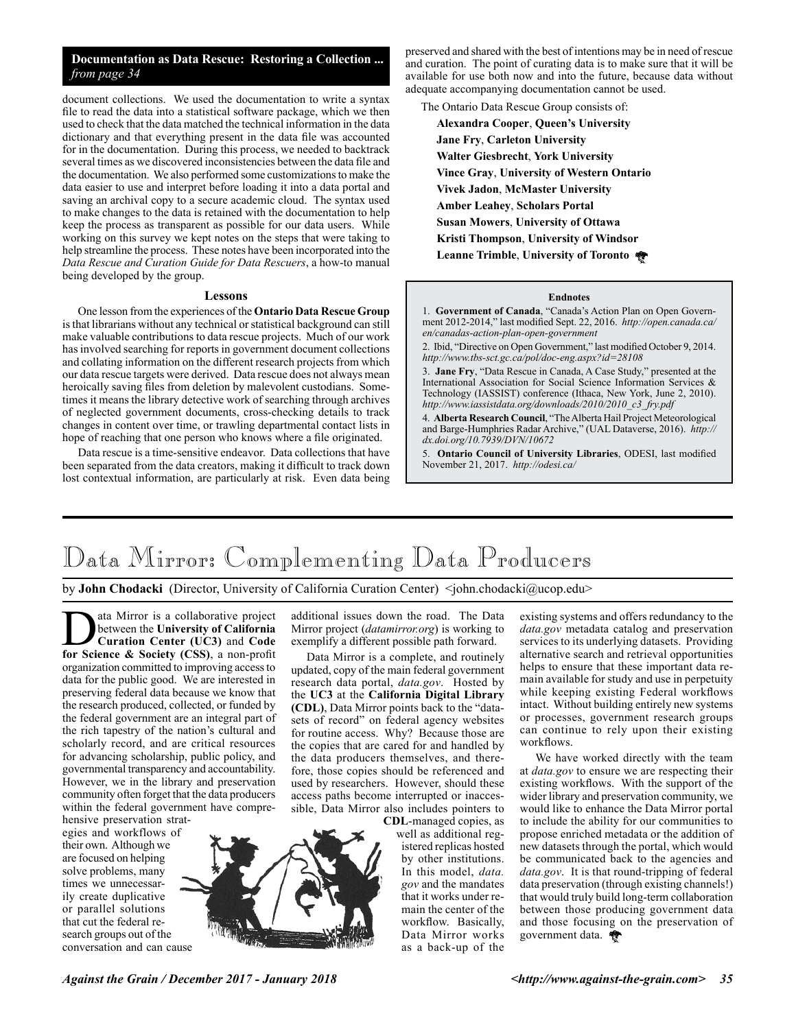**Documentation as Data Rescue: Restoring a Collection ...**
*from page 34*

document collections. We used the documentation to write a syntax file to read the data into a statistical software package, which we then used to check that the data matched the technical information in the data dictionary and that everything present in the data file was accounted for in the documentation. During this process, we needed to backtrack several times as we discovered inconsistencies between the data file and the documentation. We also performed some customizations to make the data easier to use and interpret before loading it into a data portal and saving an archival copy to a secure academic cloud. The syntax used to make changes to the data is retained with the documentation to help keep the process as transparent as possible for our data users. While working on this survey we kept notes on the steps that were taking to help streamline the process. These notes have been incorporated into the *Data Rescue and Curation Guide for Data Rescuers*, a how-to manual being developed by the group.

### Lessons

One lesson from the experiences of the **Ontario Data Rescue Group** is that librarians without any technical or statistical background can still make valuable contributions to data rescue projects. Much of our work has involved searching for reports in government document collections and collating information on the different research projects from which our data rescue targets were derived. Data rescue does not always mean heroically saving files from deletion by malevolent custodians. Sometimes it means the library detective work of searching through archives of neglected government documents, cross-checking details to track changes in content over time, or trawling departmental contact lists in hope of reaching that one person who knows where a file originated.

Data rescue is a time-sensitive endeavor. Data collections that have been separated from the data creators, making it difficult to track down lost contextual information, are particularly at risk. Even data being preserved and shared with the best of intentions may be in need of rescue and curation. The point of curating data is to make sure that it will be available for use both now and into the future, because data without adequate accompanying documentation cannot be used.

The Ontario Data Rescue Group consists of:

**Alexandra Cooper**, **Queen's University**
**Jane Fry**, **Carleton University**
**Walter Giesbrecht**, **York University**
**Vince Gray**, **University of Western Ontario**
**Vivek Jadon**, **McMaster University**
**Amber Leahey**, **Scholars Portal**
**Susan Mowers**, **University of Ottawa**
**Kristi Thompson**, **University of Windsor**
**Leanne Trimble**, **University of Toronto**

#### Endnotes

1. **Government of Canada**, "Canada's Action Plan on Open Government 2012-2014," last modified Sept. 22, 2016. *http://open.canada.ca/en/canadas-action-plan-open-government*

2. Ibid, "Directive on Open Government," last modified October 9, 2014. *http://www.tbs-sct.gc.ca/pol/doc-eng.aspx?id=28108*

3. **Jane Fry**, "Data Rescue in Canada, A Case Study," presented at the International Association for Social Science Information Services & Technology (IASSIST) conference (Ithaca, New York, June 2, 2010). *http://www.iassistdata.org/downloads/2010/2010_c3_fry.pdf*

4. **Alberta Research Council**, "The Alberta Hail Project Meteorological and Barge-Humphries Radar Archive," (UAL Dataverse, 2016). *http://dx.doi.org/10.7939/DVN/10672*

5. **Ontario Council of University Libraries**, ODESI, last modified November 21, 2017. *http://odesi.ca/*

# Data Mirror: Complementing Data Producers

by **John Chodacki** (Director, University of California Curation Center) <john.chodacki@ucop.edu>

Data Mirror is a collaborative project between the **University of California Curation Center (UC3)** and **Code for Science & Society (CSS)**, a non-profit organization committed to improving access to data for the public good. We are interested in preserving federal data because we know that the research produced, collected, or funded by the federal government are an integral part of the rich tapestry of the nation's cultural and scholarly record, and are critical resources for advancing scholarship, public policy, and governmental transparency and accountability. However, we in the library and preservation community often forget that the data producers within the federal government have comprehensive preservation strategies and workflows of their own. Although we are focused on helping solve problems, many times we unnecessarily create duplicative or parallel solutions that cut the federal research groups out of the conversation and can cause additional issues down the road. The Data Mirror project (*datamirror.org*) is working to exemplify a different possible path forward.

Data Mirror is a complete, and routinely updated, copy of the main federal government research data portal, *data.gov*. Hosted by the **UC3** at the **California Digital Library (CDL)**, Data Mirror points back to the "datasets of record" on federal agency websites for routine access. Why? Because those are the copies that are cared for and handled by the data producers themselves, and therefore, those copies should be referenced and used by researchers. However, should these access paths become interrupted or inaccessible, Data Mirror also includes pointers to **CDL**-managed copies, as well as additional registered replicas hosted by other institutions. In this model, *data.gov* and the mandates that it works under remain the center of the workflow. Basically, Data Mirror works as a back-up of the existing systems and offers redundancy to the *data.gov* metadata catalog and preservation services to its underlying datasets. Providing alternative search and retrieval opportunities helps to ensure that these important data remain available for study and use in perpetuity while keeping existing Federal workflows intact. Without building entirely new systems or processes, government research groups can continue to rely upon their existing workflows.

We have worked directly with the team at *data.gov* to ensure we are respecting their existing workflows. With the support of the wider library and preservation community, we would like to enhance the Data Mirror portal to include the ability for our communities to propose enriched metadata or the addition of new datasets through the portal, which would be communicated back to the agencies and *data.gov*. It is that round-tripping of federal data preservation (through existing channels!) that would truly build long-term collaboration between those producing government data and those focusing on the preservation of government data.